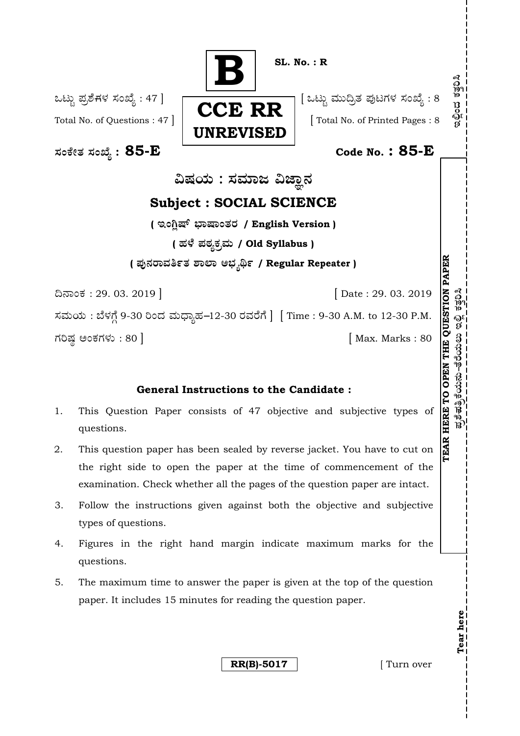**B**

**SL. No. : R**

ಒಟ್ಟು ಪ್ರಶೆಗಳ ಸಂಖ್ಯೆ : 47 ]
Total No. of Questions : 47 ]

**CCE RR**
**UNREVISED**

[ ಒಟ್ಟು ಮುದ್ರಿತ ಪುಟಗಳ ಸಂಖ್ಯೆ : 8
[ Total No. of Printed Pages : 8

ಸಂಕೇತ ಸಂಖ್ಯೆ : **85-E**

**Code No. : 85-E**

# ವಿಷಯ : ಸಮಾಜ ವಿಜ್ಞಾನ

# Subject : SOCIAL SCIENCE

**( ಇಂಗ್ಲಿಷ್ ಭಾಷಾಂತರ / English Version )**

**( ಹಳೆ ಪಠ್ಯಕ್ರಮ / Old Syllabus )**

**( ಪುನರಾವರ್ತಿತ ಶಾಲಾ ಅಭ್ಯರ್ಥಿ / Regular Repeater )**

ದಿನಾಂಕ : 29. 03. 2019 ] [ Date : 29. 03. 2019

ಸಮಯ : ಬೆಳಗ್ಗೆ 9-30 ರಿಂದ ಮಧ್ಯಾಹ–12-30 ರವರೆಗೆ ] [ Time : 9-30 A.M. to 12-30 P.M.

ಗರಿಷ್ಠ ಅಂಕಗಳು : 80 ] [ Max. Marks : 80

## General Instructions to the Candidate :

1. This Question Paper consists of 47 objective and subjective types of questions.
2. This question paper has been sealed by reverse jacket. You have to cut on the right side to open the paper at the time of commencement of the examination. Check whether all the pages of the question paper are intact.
3. Follow the instructions given against both the objective and subjective types of questions.
4. Figures in the right hand margin indicate maximum marks for the questions.
5. The maximum time to answer the paper is given at the top of the question paper. It includes 15 minutes for reading the question paper.

**RR(B)-5017**

[ Turn over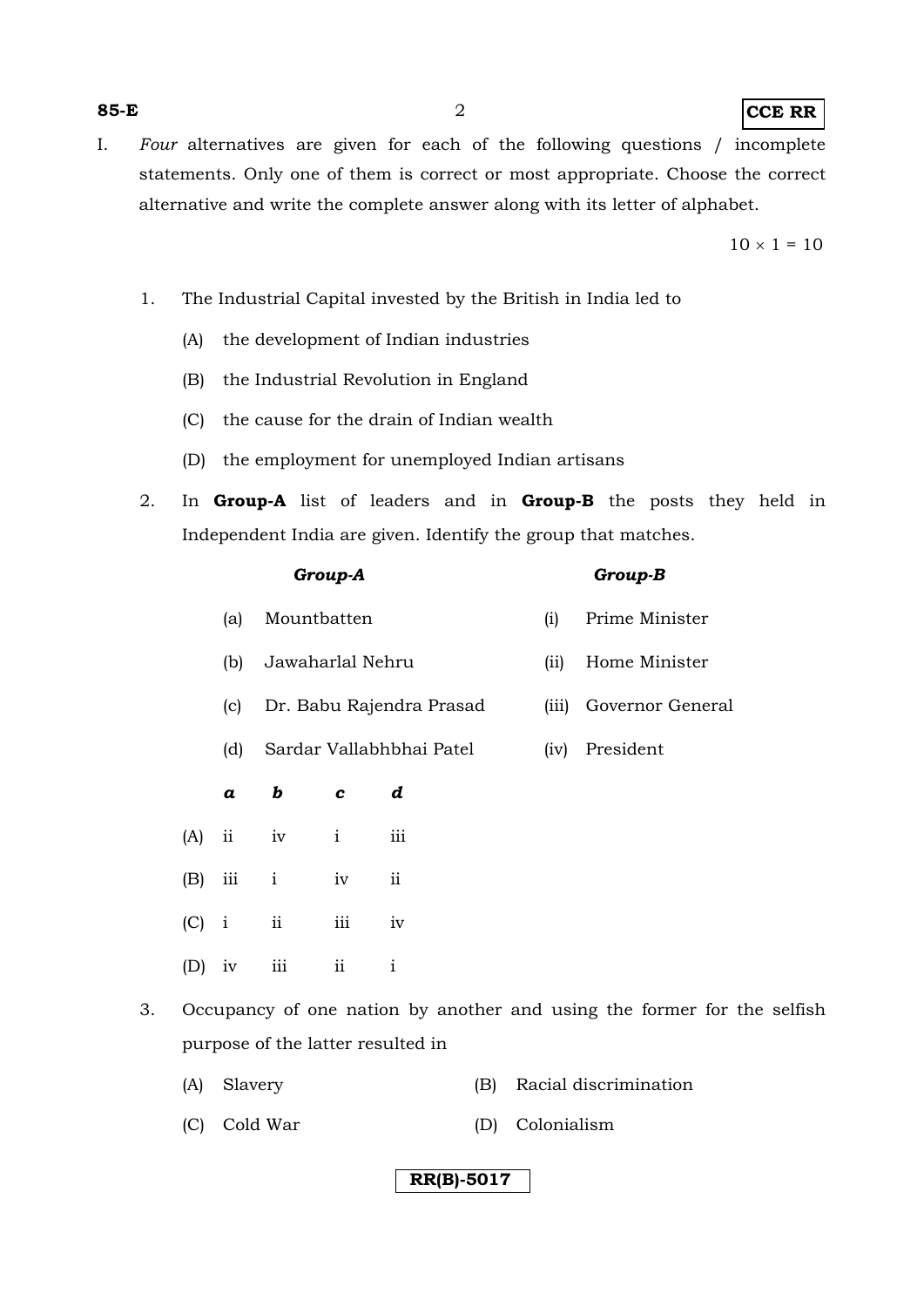I. *Four* alternatives are given for each of the following questions / incomplete statements. Only one of them is correct or most appropriate. Choose the correct alternative and write the complete answer along with its letter of alphabet.

$10 \times 1 = 10$

1. The Industrial Capital invested by the British in India led to

   (A) the development of Indian industries

   (B) the Industrial Revolution in England

   (C) the cause for the drain of Indian wealth

   (D) the employment for unemployed Indian artisans

2. In **Group-A** list of leaders and in **Group-B** the posts they held in Independent India are given. Identify the group that matches.

| | ***Group-A*** | | ***Group-B*** |
|---|---|---|---|
| (a) | Mountbatten | (i) | Prime Minister |
| (b) | Jawaharlal Nehru | (ii) | Home Minister |
| (c) | Dr. Babu Rajendra Prasad | (iii) | Governor General |
| (d) | Sardar Vallabhbhai Patel | (iv) | President |

| | ***a*** | ***b*** | ***c*** | ***d*** |
|---|---|---|---|---|
| (A) | ii | iv | i | iii |
| (B) | iii | i | iv | ii |
| (C) | i | ii | iii | iv |
| (D) | iv | iii | ii | i |

3. Occupancy of one nation by another and using the former for the selfish purpose of the latter resulted in

   (A) Slavery

   (B) Racial discrimination

   (C) Cold War

   (D) Colonialism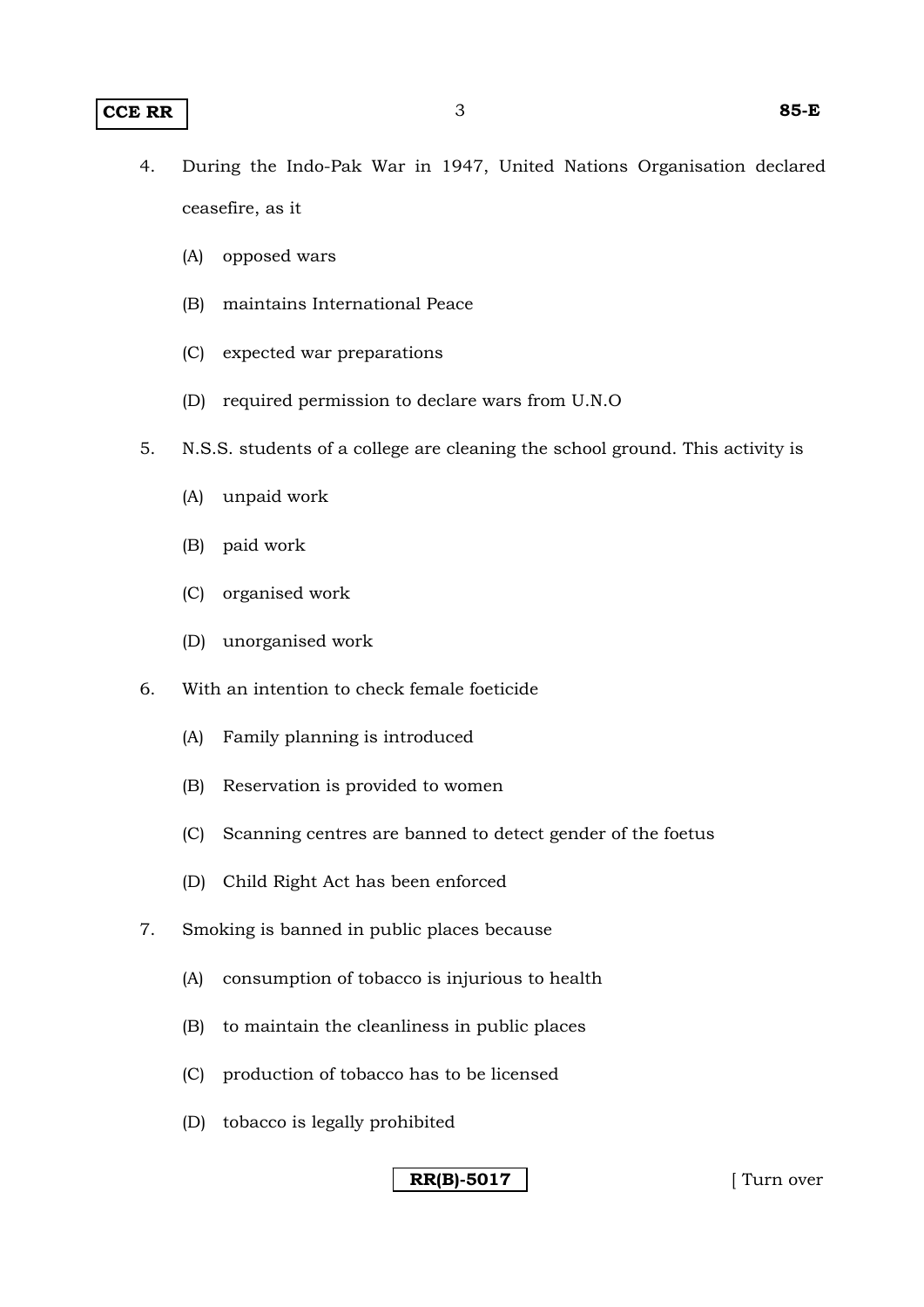4. During the Indo-Pak War in 1947, United Nations Organisation declared ceasefire, as it

   (A) opposed wars

   (B) maintains International Peace

   (C) expected war preparations

   (D) required permission to declare wars from U.N.O

5. N.S.S. students of a college are cleaning the school ground. This activity is

   (A) unpaid work

   (B) paid work

   (C) organised work

   (D) unorganised work

6. With an intention to check female foeticide

   (A) Family planning is introduced

   (B) Reservation is provided to women

   (C) Scanning centres are banned to detect gender of the foetus

   (D) Child Right Act has been enforced

7. Smoking is banned in public places because

   (A) consumption of tobacco is injurious to health

   (B) to maintain the cleanliness in public places

   (C) production of tobacco has to be licensed

   (D) tobacco is legally prohibited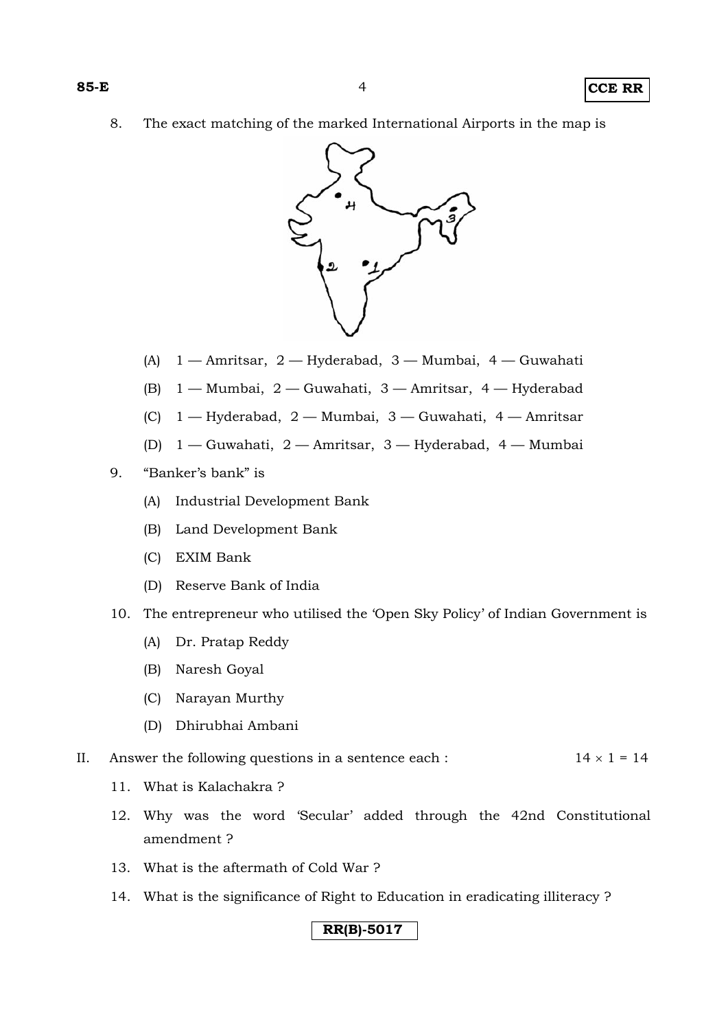8. The exact matching of the marked International Airports in the map is

   (A) 1 — Amritsar, 2 — Hyderabad, 3 — Mumbai, 4 — Guwahati

   (B) 1 — Mumbai, 2 — Guwahati, 3 — Amritsar, 4 — Hyderabad

   (C) 1 — Hyderabad, 2 — Mumbai, 3 — Guwahati, 4 — Amritsar

   (D) 1 — Guwahati, 2 — Amritsar, 3 — Hyderabad, 4 — Mumbai

9. "Banker's bank" is

   (A) Industrial Development Bank

   (B) Land Development Bank

   (C) EXIM Bank

   (D) Reserve Bank of India

10. The entrepreneur who utilised the 'Open Sky Policy' of Indian Government is

    (A) Dr. Pratap Reddy

    (B) Naresh Goyal

    (C) Narayan Murthy

    (D) Dhirubhai Ambani

II. Answer the following questions in a sentence each : $14 \times 1 = 14$

11. What is Kalachakra ?

12. Why was the word 'Secular' added through the 42nd Constitutional amendment ?

13. What is the aftermath of Cold War ?

14. What is the significance of Right to Education in eradicating illiteracy ?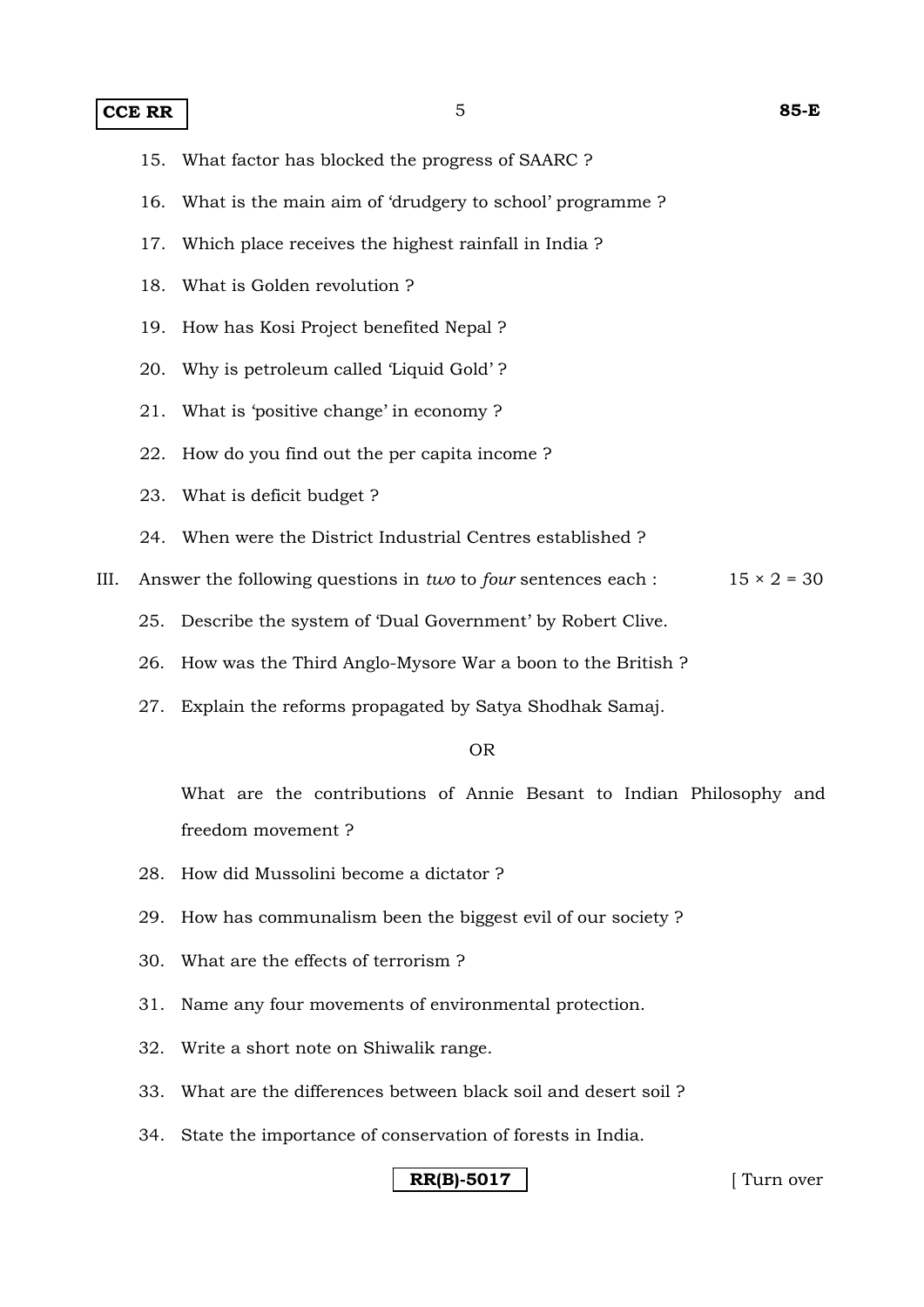15. What factor has blocked the progress of SAARC ?

16. What is the main aim of 'drudgery to school' programme ?

17. Which place receives the highest rainfall in India ?

18. What is Golden revolution ?

19. How has Kosi Project benefited Nepal ?

20. Why is petroleum called 'Liquid Gold' ?

21. What is 'positive change' in economy ?

22. How do you find out the per capita income ?

23. What is deficit budget ?

24. When were the District Industrial Centres established ?

III. Answer the following questions in *two* to *four* sentences each : $15 \times 2 = 30$

25. Describe the system of 'Dual Government' by Robert Clive.

26. How was the Third Anglo-Mysore War a boon to the British ?

27. Explain the reforms propagated by Satya Shodhak Samaj.

OR

What are the contributions of Annie Besant to Indian Philosophy and freedom movement ?

28. How did Mussolini become a dictator ?

29. How has communalism been the biggest evil of our society ?

30. What are the effects of terrorism ?

31. Name any four movements of environmental protection.

32. Write a short note on Shiwalik range.

33. What are the differences between black soil and desert soil ?

34. State the importance of conservation of forests in India.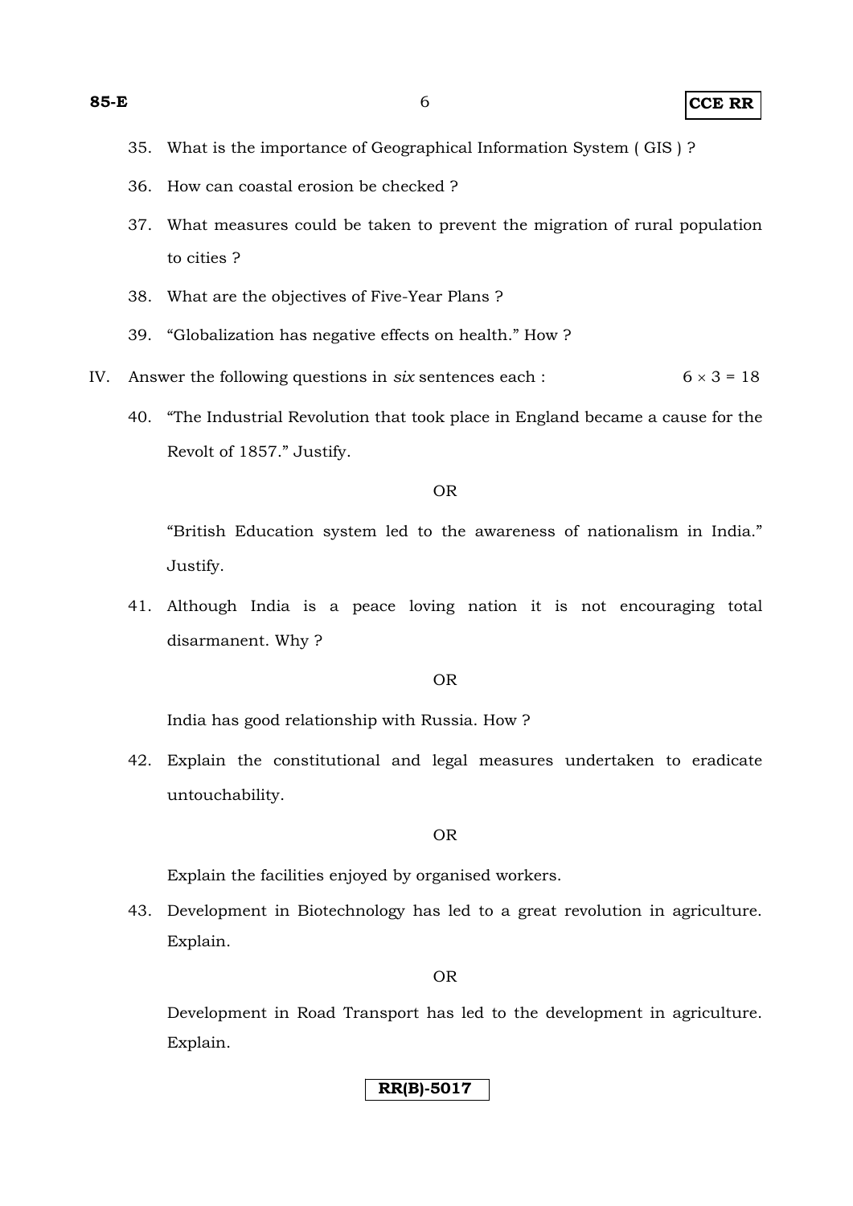35. What is the importance of Geographical Information System ( GIS ) ?

36. How can coastal erosion be checked ?

37. What measures could be taken to prevent the migration of rural population to cities ?

38. What are the objectives of Five-Year Plans ?

39. "Globalization has negative effects on health." How ?

IV. Answer the following questions in *six* sentences each : $6 \times 3 = 18$

40. "The Industrial Revolution that took place in England became a cause for the Revolt of 1857." Justify.

OR

"British Education system led to the awareness of nationalism in India." Justify.

41. Although India is a peace loving nation it is not encouraging total disarmanent. Why ?

OR

India has good relationship with Russia. How ?

42. Explain the constitutional and legal measures undertaken to eradicate untouchability.

OR

Explain the facilities enjoyed by organised workers.

43. Development in Biotechnology has led to a great revolution in agriculture. Explain.

OR

Development in Road Transport has led to the development in agriculture. Explain.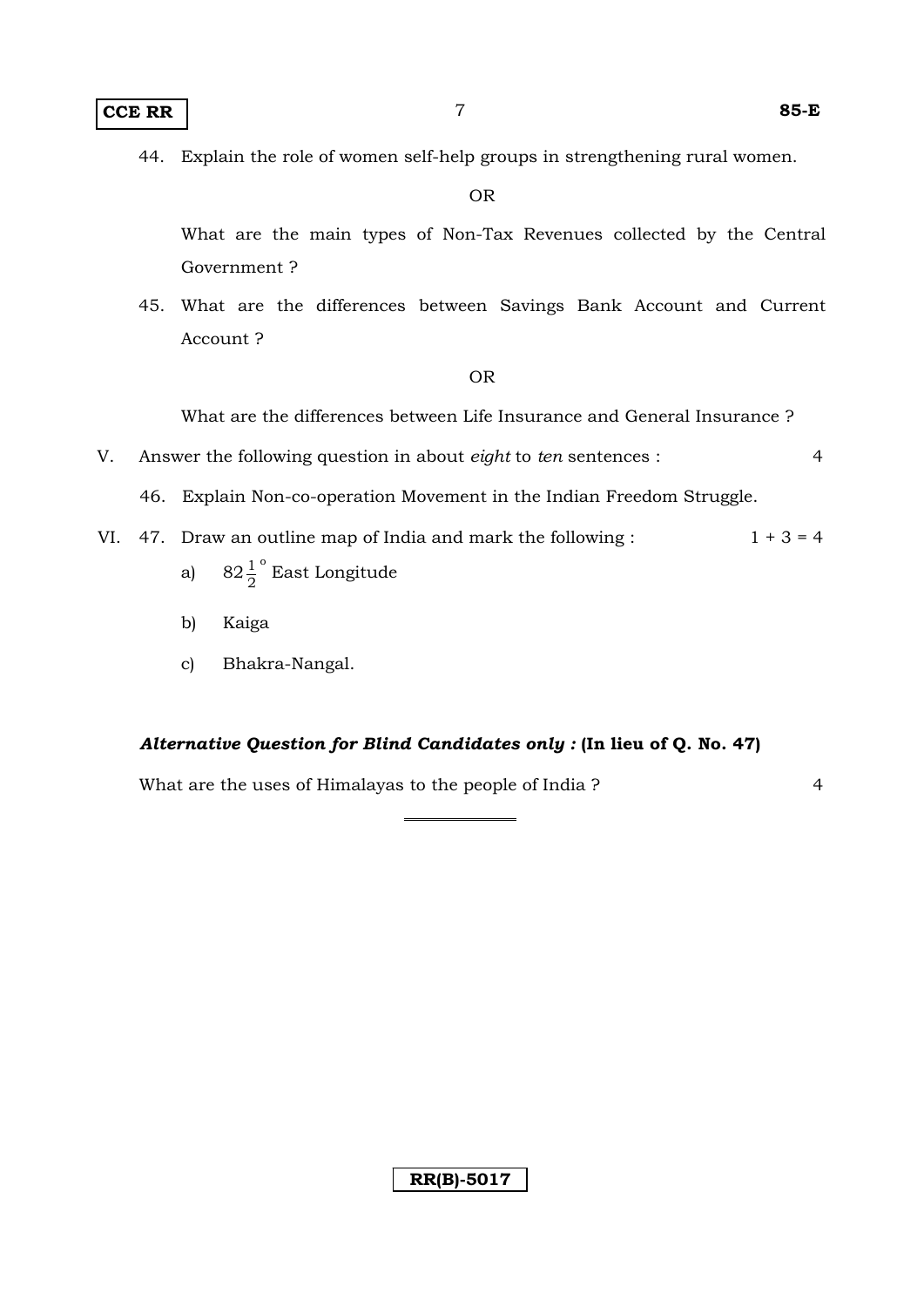44. Explain the role of women self-help groups in strengthening rural women.

OR

What are the main types of Non-Tax Revenues collected by the Central Government ?

45. What are the differences between Savings Bank Account and Current Account ?

OR

What are the differences between Life Insurance and General Insurance ?

V. Answer the following question in about *eight* to *ten* sentences : 4

46. Explain Non-co-operation Movement in the Indian Freedom Struggle.

VI. 47. Draw an outline map of India and mark the following : 1 + 3 = 4

a) $82\frac{1}{2}^{\circ}$ East Longitude

b) Kaiga

c) Bhakra-Nangal.

***Alternative Question for Blind Candidates only :*** **(In lieu of Q. No. 47)**

What are the uses of Himalayas to the people of India ? 4